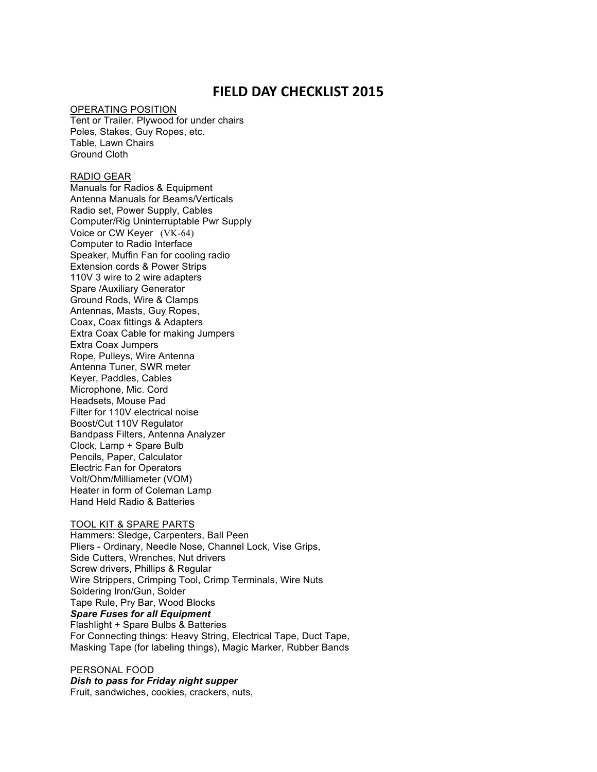# FIELD DAY CHECKLIST 2015

OPERATING POSITION

Tent or Trailer. Plywood for under chairs
Poles, Stakes, Guy Ropes, etc.
Table, Lawn Chairs
Ground Cloth

RADIO GEAR

Manuals for Radios & Equipment
Antenna Manuals for Beams/Verticals
Radio set, Power Supply, Cables
Computer/Rig Uninterruptable Pwr Supply
Voice or CW Keyer (VK-64)
Computer to Radio Interface
Speaker, Muffin Fan for cooling radio
Extension cords & Power Strips
110V 3 wire to 2 wire adapters
Spare /Auxiliary Generator
Ground Rods, Wire & Clamps
Antennas, Masts, Guy Ropes,
Coax, Coax fittings & Adapters
Extra Coax Cable for making Jumpers
Extra Coax Jumpers
Rope, Pulleys, Wire Antenna
Antenna Tuner, SWR meter
Keyer, Paddles, Cables
Microphone, Mic. Cord
Headsets, Mouse Pad
Filter for 110V electrical noise
Boost/Cut 110V Regulator
Bandpass Filters, Antenna Analyzer
Clock, Lamp + Spare Bulb
Pencils, Paper, Calculator
Electric Fan for Operators
Volt/Ohm/Milliameter (VOM)
Heater in form of Coleman Lamp
Hand Held Radio & Batteries

TOOL KIT & SPARE PARTS

Hammers: Sledge, Carpenters, Ball Peen
Pliers - Ordinary, Needle Nose, Channel Lock, Vise Grips,
Side Cutters, Wrenches, Nut drivers
Screw drivers, Phillips & Regular
Wire Strippers, Crimping Tool, Crimp Terminals, Wire Nuts
Soldering Iron/Gun, Solder
Tape Rule, Pry Bar, Wood Blocks
***Spare Fuses for all Equipment***
Flashlight + Spare Bulbs & Batteries
For Connecting things: Heavy String, Electrical Tape, Duct Tape,
Masking Tape (for labeling things), Magic Marker, Rubber Bands

PERSONAL FOOD

***Dish to pass for Friday night supper***
Fruit, sandwiches, cookies, crackers, nuts,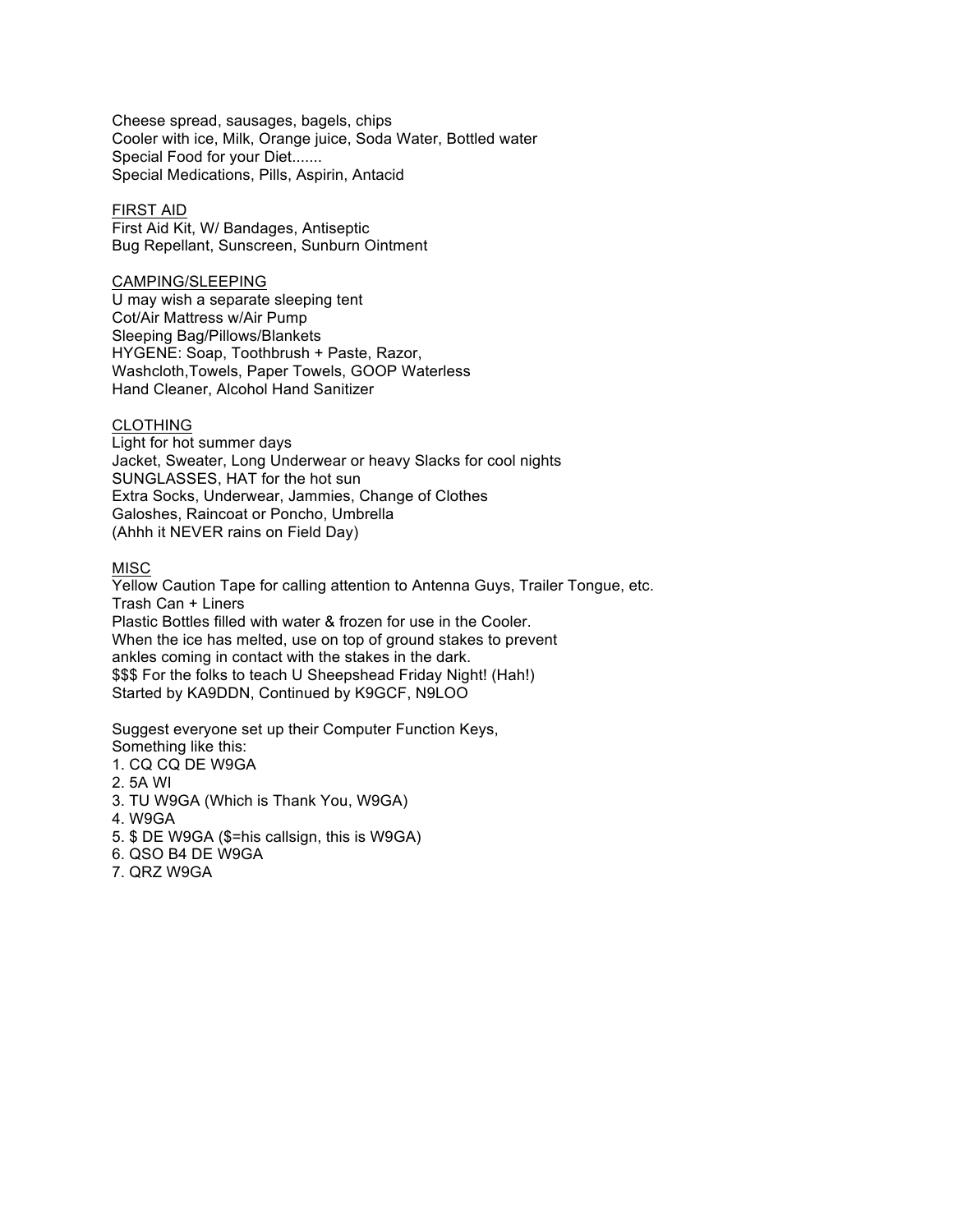Cheese spread, sausages, bagels, chips
Cooler with ice, Milk, Orange juice, Soda Water, Bottled water
Special Food for your Diet.......
Special Medications, Pills, Aspirin, Antacid

FIRST AID

First Aid Kit, W/ Bandages, Antiseptic
Bug Repellant, Sunscreen, Sunburn Ointment

CAMPING/SLEEPING

U may wish a separate sleeping tent
Cot/Air Mattress w/Air Pump
Sleeping Bag/Pillows/Blankets
HYGENE: Soap, Toothbrush + Paste, Razor,
Washcloth,Towels, Paper Towels, GOOP Waterless
Hand Cleaner, Alcohol Hand Sanitizer

CLOTHING

Light for hot summer days
Jacket, Sweater, Long Underwear or heavy Slacks for cool nights
SUNGLASSES, HAT for the hot sun
Extra Socks, Underwear, Jammies, Change of Clothes
Galoshes, Raincoat or Poncho, Umbrella
(Ahhh it NEVER rains on Field Day)

MISC

Yellow Caution Tape for calling attention to Antenna Guys, Trailer Tongue, etc.
Trash Can + Liners
Plastic Bottles filled with water & frozen for use in the Cooler.
When the ice has melted, use on top of ground stakes to prevent
ankles coming in contact with the stakes in the dark.
$$$ For the folks to teach U Sheepshead Friday Night! (Hah!)
Started by KA9DDN, Continued by K9GCF, N9LOO

Suggest everyone set up their Computer Function Keys,
Something like this:

1. CQ CQ DE W9GA
2. 5A WI
3. TU W9GA (Which is Thank You, W9GA)
4. W9GA
5. $ DE W9GA ($=his callsign, this is W9GA)
6. QSO B4 DE W9GA
7. QRZ W9GA